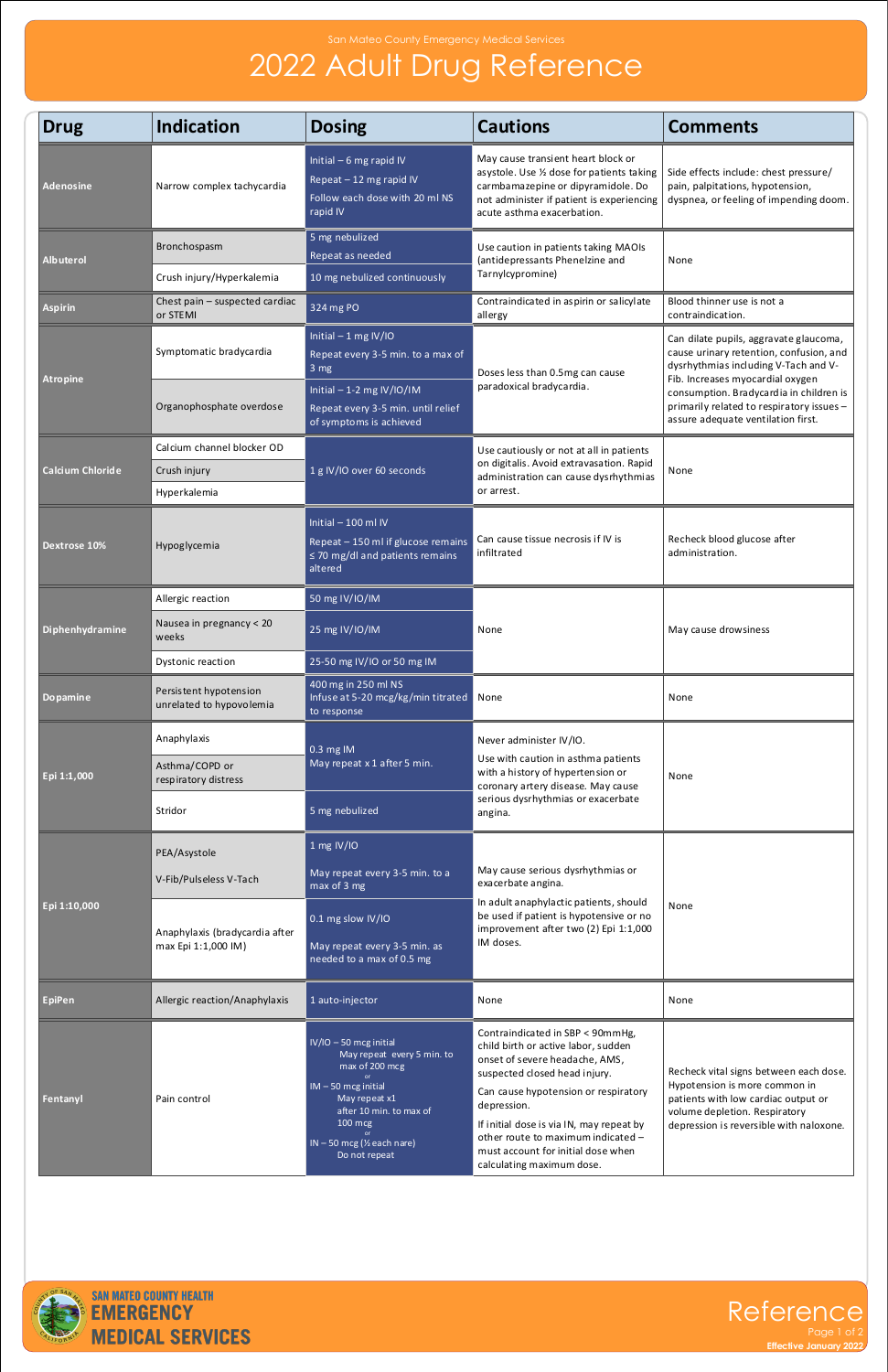San Mateo County Emergency Medical Services

# 2022 Adult Drug Reference

| Drug | Indication | Dosing | Cautions | Comments |
|---|---|---|---|---|
| **Adenosine** | Narrow complex tachycardia | Initial – 6 mg rapid IV<br>Repeat – 12 mg rapid IV<br>Follow each dose with 20 ml NS rapid IV | May cause transient heart block or asystole. Use ½ dose for patients taking carmbamazepine or dipyramidole. Do not administer if patient is experiencing acute asthma exacerbation. | Side effects include: chest pressure/ pain, palpitations, hypotension, dyspnea, or feeling of impending doom. |
| **Albuterol** | Bronchospasm | 5 mg nebulized<br>Repeat as needed | Use caution in patients taking MAOIs (antidepressants Phenelzine and Tarnylcypromine) | None |
| | Crush injury/Hyperkalemia | 10 mg nebulized continuously | | |
| **Aspirin** | Chest pain – suspected cardiac or STEMI | 324 mg PO | Contraindicated in aspirin or salicylate allergy | Blood thinner use is not a contraindication. |
| **Atropine** | Symptomatic bradycardia | Initial – 1 mg IV/IO<br>Repeat every 3-5 min. to a max of 3 mg | Doses less than 0.5mg can cause paradoxical bradycardia. | Can dilate pupils, aggravate glaucoma, cause urinary retention, confusion, and dysrhythmias including V-Tach and V-Fib. Increases myocardial oxygen consumption. Bradycardia in children is primarily related to respiratory issues – assure adequate ventilation first. |
| | Organophosphate overdose | Initial – 1-2 mg IV/IO/IM<br>Repeat every 3-5 min. until relief of symptoms is achieved | | |
| **Calcium Chloride** | Calcium channel blocker OD<br>Crush injury<br>Hyperkalemia | 1 g IV/IO over 60 seconds | Use cautiously or not at all in patients on digitalis. Avoid extravasation. Rapid administration can cause dysrhythmias or arrest. | None |
| **Dextrose 10%** | Hypoglycemia | Initial – 100 ml IV<br>Repeat – 150 ml if glucose remains ≤ 70 mg/dl and patients remains altered | Can cause tissue necrosis if IV is infiltrated | Recheck blood glucose after administration. |
| **Diphenhydramine** | Allergic reaction | 50 mg IV/IO/IM | None | May cause drowsiness |
| | Nausea in pregnancy < 20 weeks | 25 mg IV/IO/IM | | |
| | Dystonic reaction | 25-50 mg IV/IO or 50 mg IM | | |
| **Dopamine** | Persistent hypotension unrelated to hypovolemia | 400 mg in 250 ml NS<br>Infuse at 5-20 mcg/kg/min titrated to response | None | None |
| **Epi 1:1,000** | Anaphylaxis<br>Asthma/COPD or respiratory distress | 0.3 mg IM<br>May repeat x 1 after 5 min. | Never administer IV/IO.<br>Use with caution in asthma patients with a history of hypertension or coronary artery disease. May cause serious dysrhythmias or exacerbate angina. | None |
| | Stridor | 5 mg nebulized | | |
| **Epi 1:10,000** | PEA/Asystole<br>V-Fib/Pulseless V-Tach | 1 mg IV/IO<br>May repeat every 3-5 min. to a max of 3 mg | May cause serious dysrhythmias or exacerbate angina.<br>In adult anaphylactic patients, should be used if patient is hypotensive or no improvement after two (2) Epi 1:1,000 IM doses. | None |
| | Anaphylaxis (bradycardia after max Epi 1:1,000 IM) | 0.1 mg slow IV/IO<br>May repeat every 3-5 min. as needed to a max of 0.5 mg | | |
| **EpiPen** | Allergic reaction/Anaphylaxis | 1 auto-injector | None | None |
| **Fentanyl** | Pain control | IV/IO – 50 mcg initial<br>May repeat every 5 min. to max of 200 mcg<br>or<br>IM – 50 mcg initial<br>May repeat x1 after 10 min. to max of 100 mcg<br>or<br>IN – 50 mcg (½ each nare)<br>Do not repeat | Contraindicated in SBP < 90mmHg, child birth or active labor, sudden onset of severe headache, AMS, suspected closed head injury.<br>Can cause hypotension or respiratory depression.<br>If initial dose is via IN, may repeat by other route to maximum indicated – must account for initial dose when calculating maximum dose. | Recheck vital signs between each dose. Hypotension is more common in patients with low cardiac output or volume depletion. Respiratory depression is reversible with naloxone. |

SAN MATEO COUNTY HEALTH
EMERGENCY MEDICAL SERVICES

Reference
Effective January 2022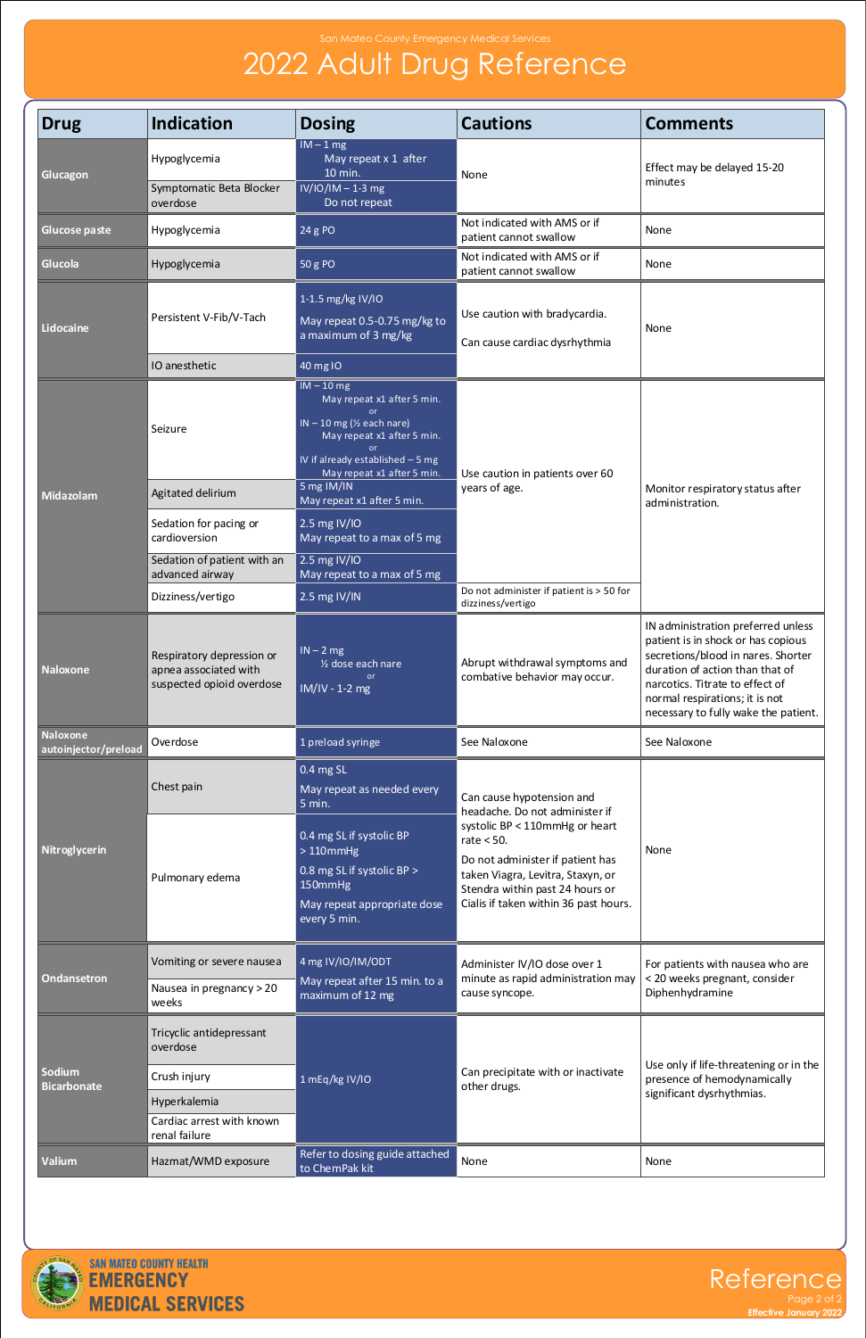San Mateo County Emergency Medical Services

# 2022 Adult Drug Reference

| Drug | Indication | Dosing | Cautions | Comments |
|---|---|---|---|---|
| Glucagon | Hypoglycemia | IM – 1 mg<br>May repeat x 1 after 10 min. | None | Effect may be delayed 15-20 minutes |
| | Symptomatic Beta Blocker overdose | IV/IO/IM – 1-3 mg<br>Do not repeat | | |
| Glucose paste | Hypoglycemia | 24 g PO | Not indicated with AMS or if patient cannot swallow | None |
| Glucola | Hypoglycemia | 50 g PO | Not indicated with AMS or if patient cannot swallow | None |
| Lidocaine | Persistent V-Fib/V-Tach | 1-1.5 mg/kg IV/IO<br>May repeat 0.5-0.75 mg/kg to a maximum of 3 mg/kg | Use caution with bradycardia.<br>Can cause cardiac dysrhythmia | None |
| | IO anesthetic | 40 mg IO | | |
| Midazolam | Seizure | IM – 10 mg<br>May repeat x1 after 5 min.<br>or<br>IN – 10 mg (½ each nare)<br>May repeat x1 after 5 min.<br>or<br>IV if already established – 5 mg<br>May repeat x1 after 5 min. | Use caution in patients over 60 years of age. | Monitor respiratory status after administration. |
| | Agitated delirium | 5 mg IM/IN<br>May repeat x1 after 5 min. | | |
| | Sedation for pacing or cardioversion | 2.5 mg IV/IO<br>May repeat to a max of 5 mg | | |
| | Sedation of patient with an advanced airway | 2.5 mg IV/IO<br>May repeat to a max of 5 mg | | |
| | Dizziness/vertigo | 2.5 mg IV/IN | Do not administer if patient is > 50 for dizziness/vertigo | |
| Naloxone | Respiratory depression or apnea associated with suspected opioid overdose | IN – 2 mg<br>½ dose each nare<br>or<br>IM/IV - 1-2 mg | Abrupt withdrawal symptoms and combative behavior may occur. | IN administration preferred unless patient is in shock or has copious secretions/blood in nares. Shorter duration of action than that of narcotics. Titrate to effect of normal respirations; it is not necessary to fully wake the patient. |
| Naloxone autoinjector/preload | Overdose | 1 preload syringe | See Naloxone | See Naloxone |
| Nitroglycerin | Chest pain | 0.4 mg SL<br>May repeat as needed every 5 min. | Can cause hypotension and headache. Do not administer if systolic BP < 110mmHg or heart rate < 50.<br>Do not administer if patient has taken Viagra, Levitra, Staxyn, or Stendra within past 24 hours or Cialis if taken within 36 past hours. | None |
| | Pulmonary edema | 0.4 mg SL if systolic BP > 110mmHg<br>0.8 mg SL if systolic BP > 150mmHg<br>May repeat appropriate dose every 5 min. | | |
| Ondansetron | Vomiting or severe nausea | 4 mg IV/IO/IM/ODT<br>May repeat after 15 min. to a maximum of 12 mg | Administer IV/IO dose over 1 minute as rapid administration may cause syncope. | For patients with nausea who are < 20 weeks pregnant, consider Diphenhydramine |
| | Nausea in pregnancy > 20 weeks | | | |
| Sodium Bicarbonate | Tricyclic antidepressant overdose | 1 mEq/kg IV/IO | Can precipitate with or inactivate other drugs. | Use only if life-threatening or in the presence of hemodynamically significant dysrhythmias. |
| | Crush injury | | | |
| | Hyperkalemia | | | |
| | Cardiac arrest with known renal failure | | | |
| Valium | Hazmat/WMD exposure | Refer to dosing guide attached to ChemPak kit | None | None |

SAN MATEO COUNTY HEALTH
EMERGENCY MEDICAL SERVICES

Reference

Effective January 2022